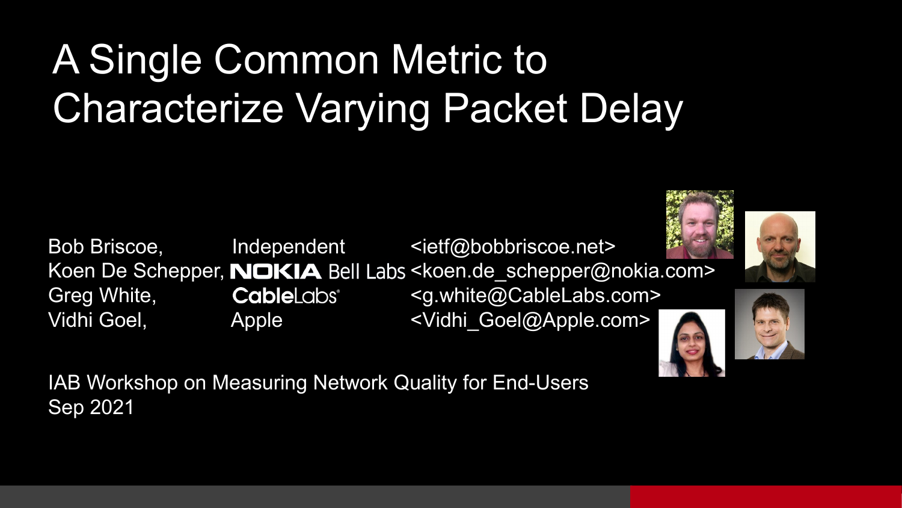# A Single Common Metric to Characterize Varying Packet Delay

Bob Briscoe, Independent <ietf@bobbriscoe.net>
Koen De Schepper, NOKIA Bell Labs <koen.de_schepper@nokia.com>
Greg White, CableLabs <g.white@CableLabs.com>
Vidhi Goel, Apple <Vidhi_Goel@Apple.com>

IAB Workshop on Measuring Network Quality for End-Users
Sep 2021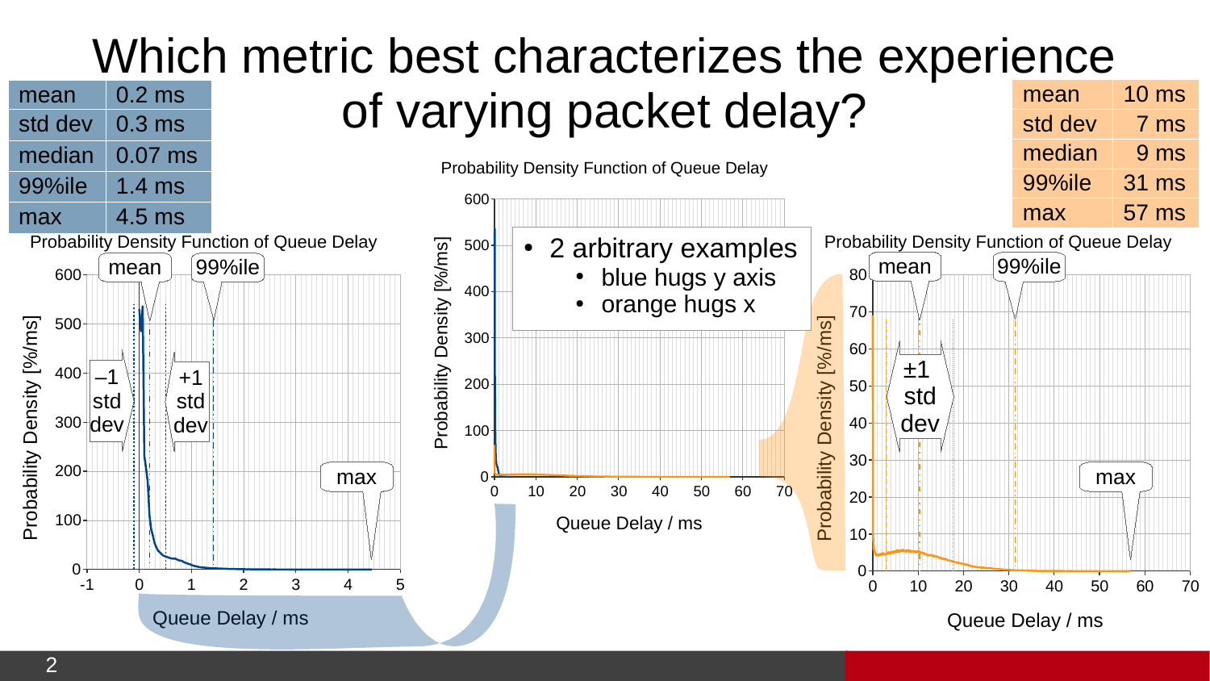# Which metric best characterizes the experience of varying packet delay?

| | |
|---|---|
| mean | 0.2 ms |
| std dev | 0.3 ms |
| median | 0.07 ms |
| 99%ile | 1.4 ms |
| max | 4.5 ms |

| | |
|---|---|
| mean | 10 ms |
| std dev | 7 ms |
| median | 9 ms |
| 99%ile | 31 ms |
| max | 57 ms |

Probability Density Function of Queue Delay

- 2 arbitrary examples
  - blue hugs y axis
  - orange hugs x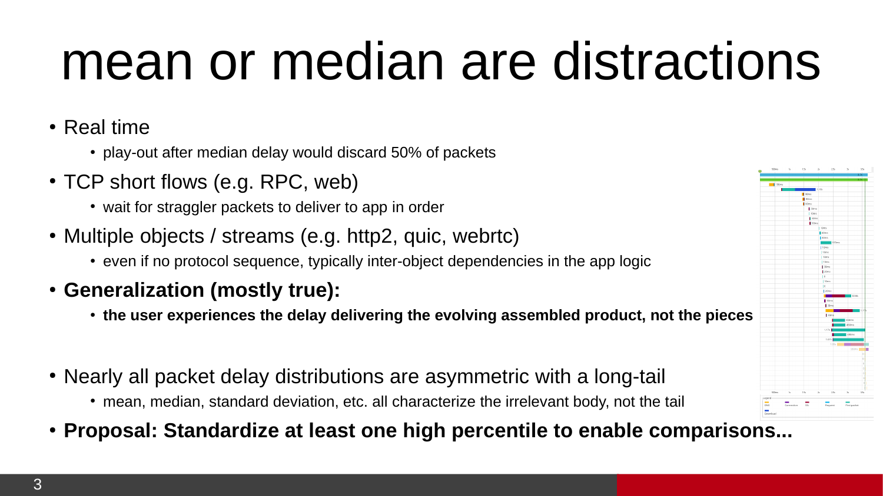# mean or median are distractions

- Real time
  - play-out after median delay would discard 50% of packets
- TCP short flows (e.g. RPC, web)
  - wait for straggler packets to deliver to app in order
- Multiple objects / streams (e.g. http2, quic, webrtc)
  - even if no protocol sequence, typically inter-object dependencies in the app logic
- **Generalization (mostly true):**
  - **the user experiences the delay delivering the evolving assembled product, not the pieces**

- Nearly all packet delay distributions are asymmetric with a long-tail
  - mean, median, standard deviation, etc. all characterize the irrelevant body, not the tail
- **Proposal: Standardize at least one high percentile to enable comparisons...**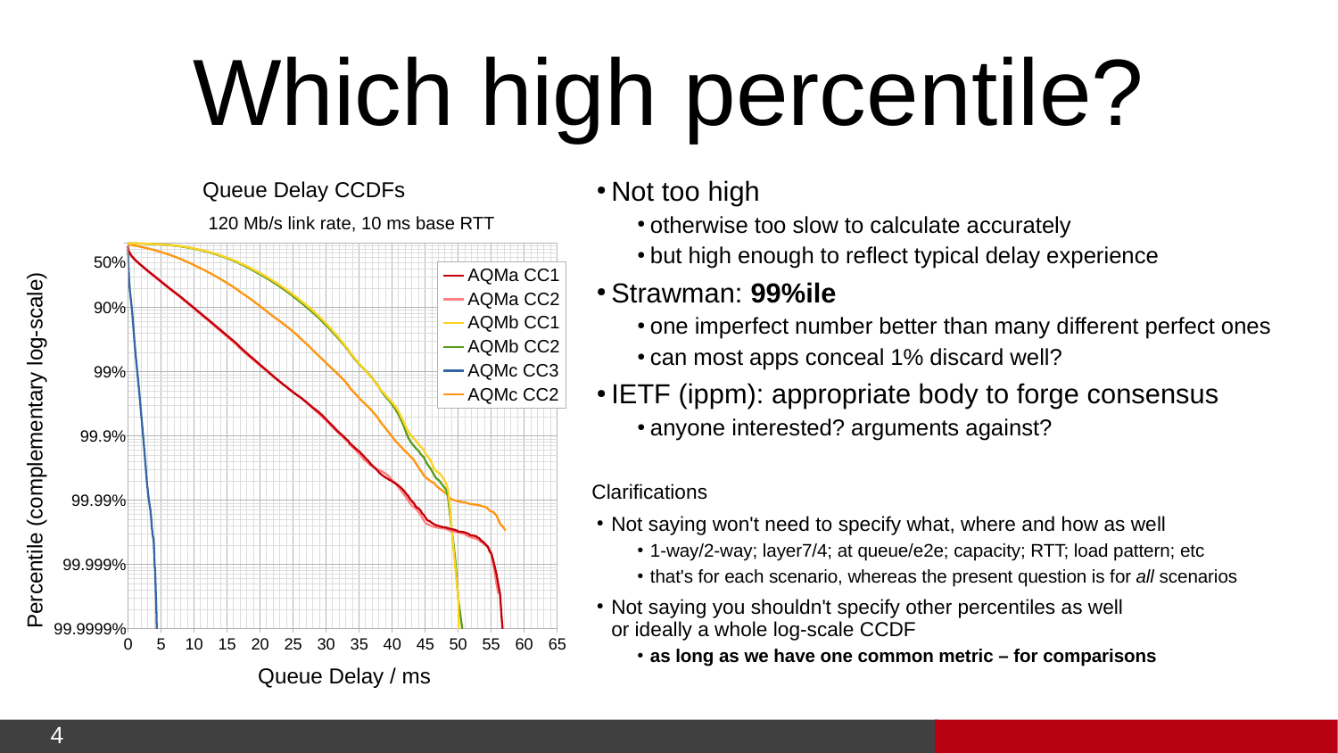# Which high percentile?

Queue Delay CCDFs

120 Mb/s link rate, 10 ms base RTT

- Not too high
  - otherwise too slow to calculate accurately
  - but high enough to reflect typical delay experience
- Strawman: **99%ile**
  - one imperfect number better than many different perfect ones
  - can most apps conceal 1% discard well?
- IETF (ippm): appropriate body to forge consensus
  - anyone interested? arguments against?

Clarifications

- Not saying won't need to specify what, where and how as well
  - 1-way/2-way; layer7/4; at queue/e2e; capacity; RTT; load pattern; etc
  - that's for each scenario, whereas the present question is for *all* scenarios
- Not saying you shouldn't specify other percentiles as well or ideally a whole log-scale CCDF
  - **as long as we have one common metric – for comparisons**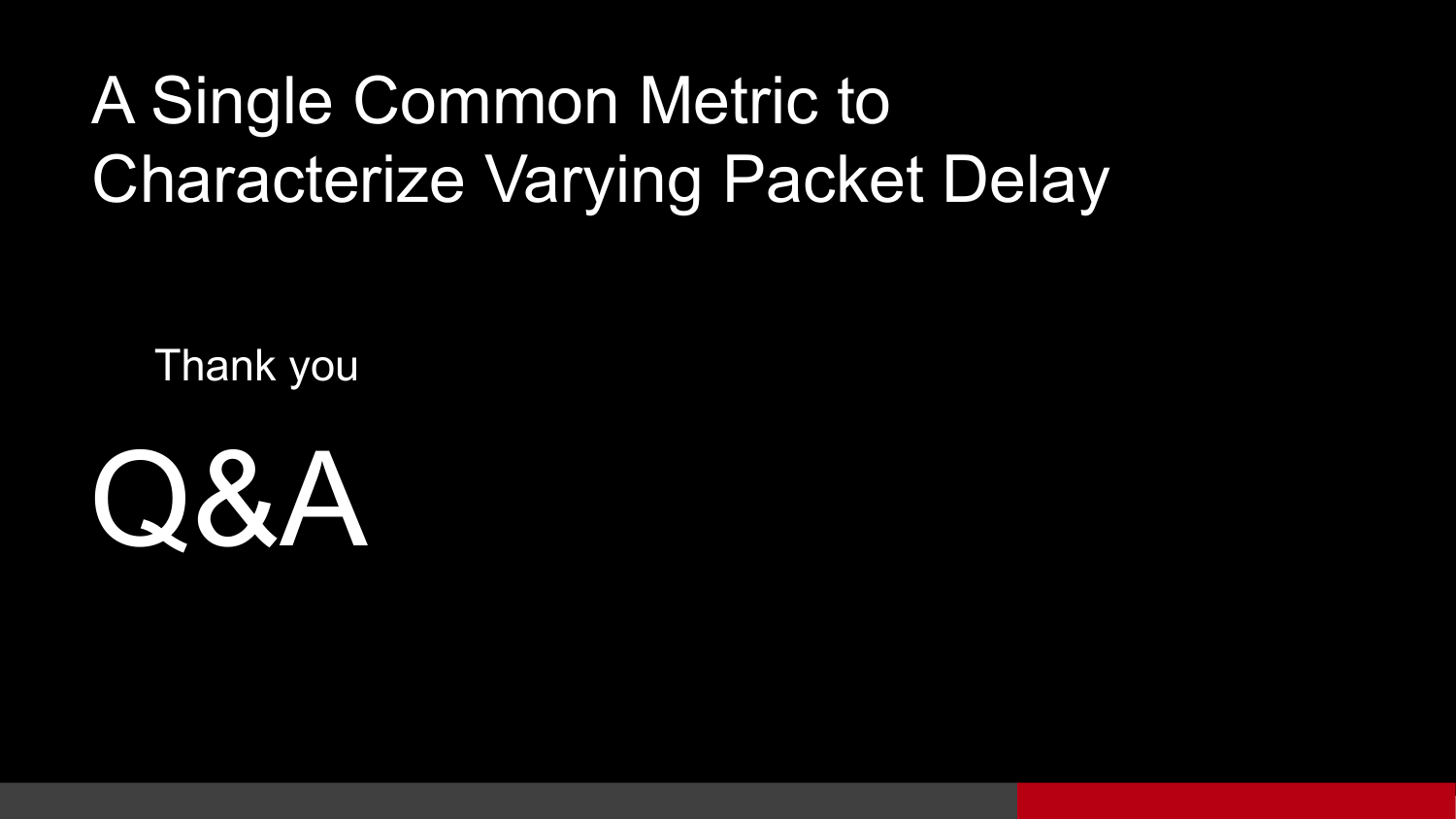# A Single Common Metric to Characterize Varying Packet Delay

Thank you

# Q&A